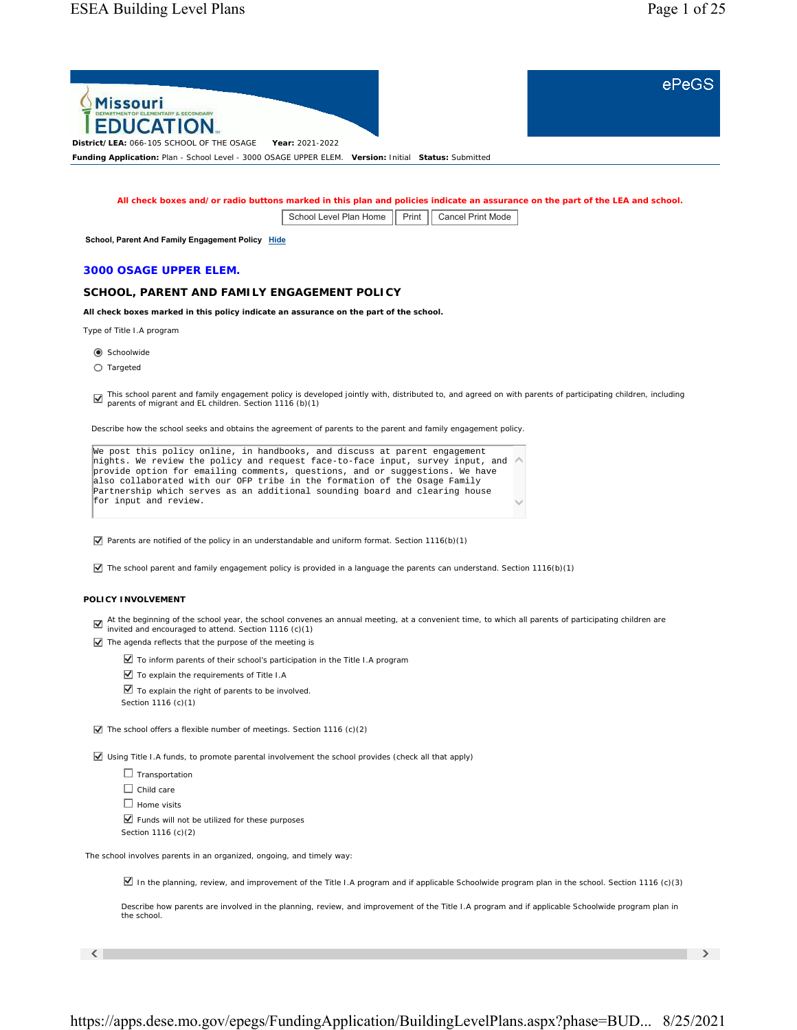**District/LEA:** 066-105 SCHOOL OF THE OSAGE **Year:** 2021-2022

**Funding Application:** Plan - School Level - 3000 OSAGE UPPER ELEM. **Version:** Initial **Status:** Submitted

**All check boxes and/or radio buttons marked in this plan and policies indicate an assurance on the part of the LEA and school.**

School Level Plan Home | Print | Cancel Print Mode

**School, Parent And Family Engagement Policy** Hide

## 3000 OSAGE UPPER ELEM.

### SCHOOL, PARENT AND FAMILY ENGAGEMENT POLICY

**All check boxes marked in this policy indicate an assurance on the part of the school.**

Type of Title I.A program

- (●) Schoolwide
- ( ) Targeted

☑ This school parent and family engagement policy is developed jointly with, distributed to, and agreed on with parents of participating children, including parents of migrant and EL children. Section 1116 (b)(1)

Describe how the school seeks and obtains the agreement of parents to the parent and family engagement policy.

```
We post this policy online, in handbooks, and discuss at parent engagement
nights. We review the policy and request face-to-face input, survey input, and
provide option for emailing comments, questions, and or suggestions. We have
also collaborated with our OFP tribe in the formation of the Osage Family
Partnership which serves as an additional sounding board and clearing house
for input and review.
```

☑ Parents are notified of the policy in an understandable and uniform format. Section 1116(b)(1)

☑ The school parent and family engagement policy is provided in a language the parents can understand. Section 1116(b)(1)

### POLICY INVOLVEMENT

☑ At the beginning of the school year, the school convenes an annual meeting, at a convenient time, to which all parents of participating children are invited and encouraged to attend. Section 1116 (c)(1)

☑ The agenda reflects that the purpose of the meeting is

- ☑ To inform parents of their school's participation in the Title I.A program
- ☑ To explain the requirements of Title I.A
- ☑ To explain the right of parents to be involved.

Section 1116 (c)(1)

☑ The school offers a flexible number of meetings. Section 1116 (c)(2)

☑ Using Title I.A funds, to promote parental involvement the school provides (check all that apply)

- ☐ Transportation
- ☐ Child care
- ☐ Home visits
- ☑ Funds will not be utilized for these purposes

Section 1116 (c)(2)

The school involves parents in an organized, ongoing, and timely way:

☑ In the planning, review, and improvement of the Title I.A program and if applicable Schoolwide program plan in the school. Section 1116 (c)(3)

Describe how parents are involved in the planning, review, and improvement of the Title I.A program and if applicable Schoolwide program plan in the school.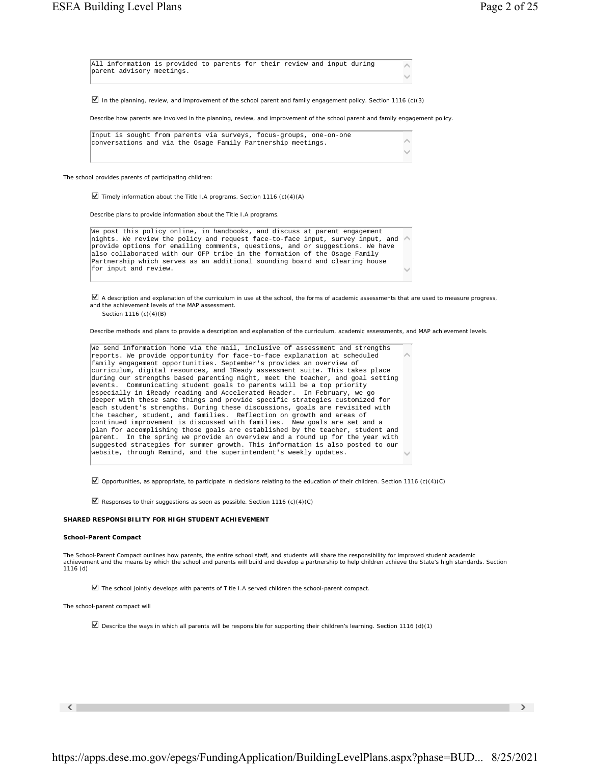All information is provided to parents for their review and input during parent advisory meetings.

☑ In the planning, review, and improvement of the school parent and family engagement policy. Section 1116 (c)(3)

Describe how parents are involved in the planning, review, and improvement of the school parent and family engagement policy.

Input is sought from parents via surveys, focus-groups, one-on-one conversations and via the Osage Family Partnership meetings.

The school provides parents of participating children:

☑ Timely information about the Title I.A programs. Section 1116 (c)(4)(A)

Describe plans to provide information about the Title I.A programs.

We post this policy online, in handbooks, and discuss at parent engagement nights. We review the policy and request face-to-face input, survey input, and provide options for emailing comments, questions, and or suggestions. We have also collaborated with our OFP tribe in the formation of the Osage Family Partnership which serves as an additional sounding board and clearing house for input and review.

☑ A description and explanation of the curriculum in use at the school, the forms of academic assessments that are used to measure progress, and the achievement levels of the MAP assessment. Section 1116 (c)(4)(B)

Describe methods and plans to provide a description and explanation of the curriculum, academic assessments, and MAP achievement levels.

We send information home via the mail, inclusive of assessment and strengths reports. We provide opportunity for face-to-face explanation at scheduled family engagement opportunities. September's provides an overview of curriculum, digital resources, and IReady assessment suite. This takes place during our strengths based parenting night, meet the teacher, and goal setting events. Communicating student goals to parents will be a top priority especially in iReady reading and Accelerated Reader. In February, we go deeper with these same things and provide specific strategies customized for each student's strengths. During these discussions, goals are revisited with the teacher, student, and families. Reflection on growth and areas of continued improvement is discussed with families. New goals are set and a plan for accomplishing those goals are established by the teacher, student and parent. In the spring we provide an overview and a round up for the year with suggested strategies for summer growth. This information is also posted to our website, through Remind, and the superintendent's weekly updates.

☑ Opportunities, as appropriate, to participate in decisions relating to the education of their children. Section 1116 (c)(4)(C)

☑ Responses to their suggestions as soon as possible. Section 1116 (c)(4)(C)

**SHARED RESPONSIBILITY FOR HIGH STUDENT ACHIEVEMENT**

**School-Parent Compact**

The School-Parent Compact outlines how parents, the entire school staff, and students will share the responsibility for improved student academic achievement and the means by which the school and parents will build and develop a partnership to help children achieve the State's high standards. Section 1116 (d)

☑ The school jointly develops with parents of Title I.A served children the school-parent compact.

The school-parent compact will

☑ Describe the ways in which all parents will be responsible for supporting their children's learning. Section 1116 (d)(1)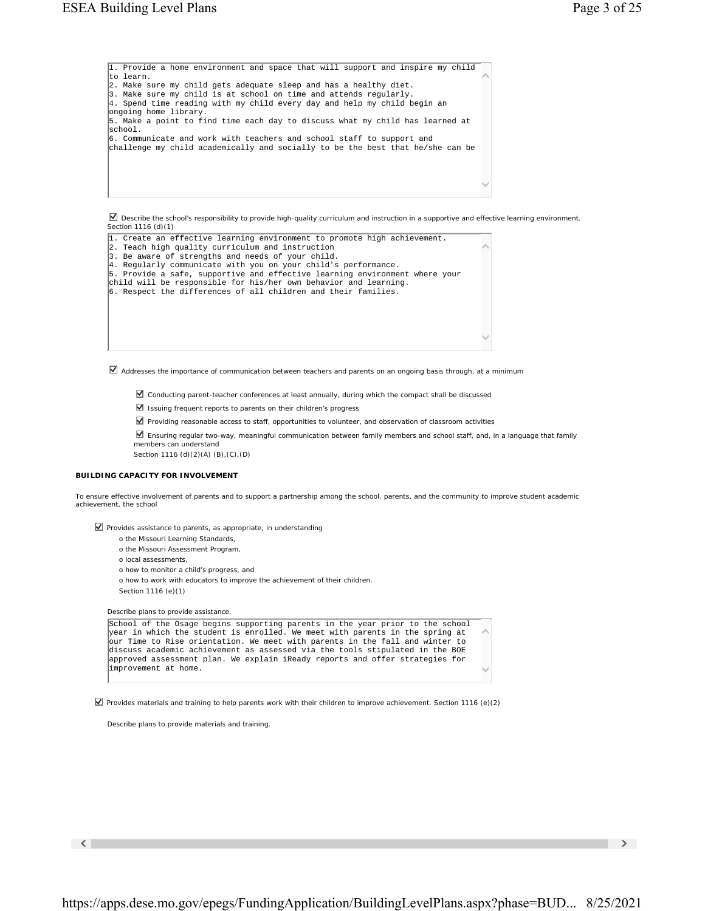```
1. Provide a home environment and space that will support and inspire my child
to learn.
2. Make sure my child gets adequate sleep and has a healthy diet.
3. Make sure my child is at school on time and attends regularly.
4. Spend time reading with my child every day and help my child begin an
ongoing home library.
5. Make a point to find time each day to discuss what my child has learned at
school.
6. Communicate and work with teachers and school staff to support and
challenge my child academically and socially to be the best that he/she can be
```

☑ Describe the school's responsibility to provide high-quality curriculum and instruction in a supportive and effective learning environment. Section 1116 (d)(1)

```
1. Create an effective learning environment to promote high achievement.
2. Teach high quality curriculum and instruction
3. Be aware of strengths and needs of your child.
4. Regularly communicate with you on your child's performance.
5. Provide a safe, supportive and effective learning environment where your
child will be responsible for his/her own behavior and learning.
6. Respect the differences of all children and their families.
```

☑ Addresses the importance of communication between teachers and parents on an ongoing basis through, at a minimum

- ☑ Conducting parent-teacher conferences at least annually, during which the compact shall be discussed
- ☑ Issuing frequent reports to parents on their children's progress
- ☑ Providing reasonable access to staff, opportunities to volunteer, and observation of classroom activities
- ☑ Ensuring regular two-way, meaningful communication between family members and school staff, and, in a language that family members can understand

Section 1116 (d)(2)(A) (B),(C),(D)

**BUILDING CAPACITY FOR INVOLVEMENT**

To ensure effective involvement of parents and to support a partnership among the school, parents, and the community to improve student academic achievement, the school

☑ Provides assistance to parents, as appropriate, in understanding

- o the Missouri Learning Standards,
- o the Missouri Assessment Program,
- o local assessments,
- o how to monitor a child's progress, and
- o how to work with educators to improve the achievement of their children.

Section 1116 (e)(1)

Describe plans to provide assistance.

```
School of the Osage begins supporting parents in the year prior to the school
year in which the student is enrolled. We meet with parents in the spring at
our Time to Rise orientation. We meet with parents in the fall and winter to
discuss academic achievement as assessed via the tools stipulated in the BOE
approved assessment plan. We explain iReady reports and offer strategies for
improvement at home.
```

☑ Provides materials and training to help parents work with their children to improve achievement. Section 1116 (e)(2)

Describe plans to provide materials and training.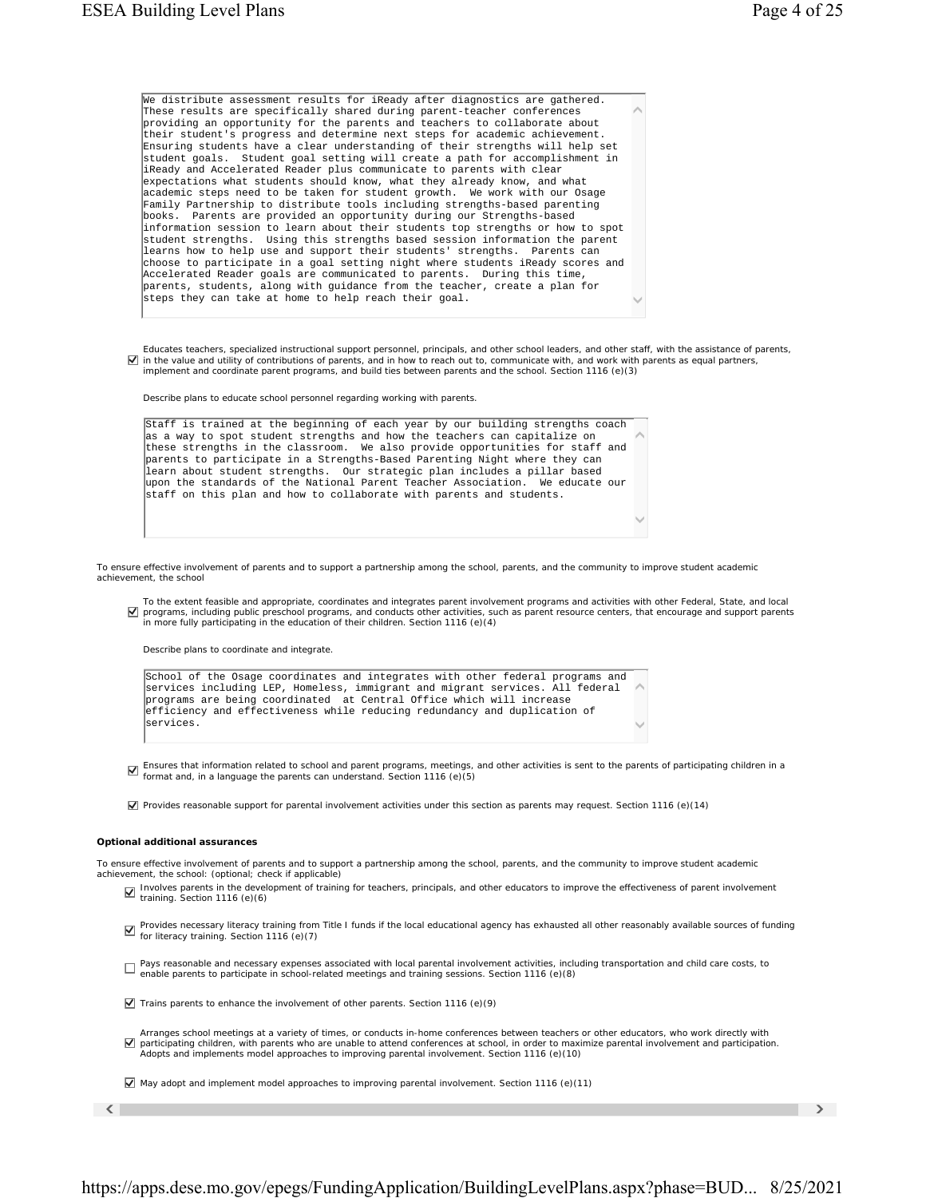We distribute assessment results for iReady after diagnostics are gathered. These results are specifically shared during parent-teacher conferences providing an opportunity for the parents and teachers to collaborate about their student's progress and determine next steps for academic achievement. Ensuring students have a clear understanding of their strengths will help set student goals. Student goal setting will create a path for accomplishment in iReady and Accelerated Reader plus communicate to parents with clear expectations what students should know, what they already know, and what academic steps need to be taken for student growth. We work with our Osage Family Partnership to distribute tools including strengths-based parenting books. Parents are provided an opportunity during our Strengths-based information session to learn about their students top strengths or how to spot student strengths. Using this strengths based session information the parent learns how to help use and support their students' strengths. Parents can choose to participate in a goal setting night where students iReady scores and Accelerated Reader goals are communicated to parents. During this time, parents, students, along with guidance from the teacher, create a plan for steps they can take at home to help reach their goal.

☑ Educates teachers, specialized instructional support personnel, principals, and other school leaders, and other staff, with the assistance of parents, in the value and utility of contributions of parents, and in how to reach out to, communicate with, and work with parents as equal partners, implement and coordinate parent programs, and build ties between parents and the school. Section 1116 (e)(3)

Describe plans to educate school personnel regarding working with parents.

Staff is trained at the beginning of each year by our building strengths coach as a way to spot student strengths and how the teachers can capitalize on these strengths in the classroom. We also provide opportunities for staff and parents to participate in a Strengths-Based Parenting Night where they can learn about student strengths. Our strategic plan includes a pillar based upon the standards of the National Parent Teacher Association. We educate our staff on this plan and how to collaborate with parents and students.

*To ensure effective involvement of parents and to support a partnership among the school, parents, and the community to improve student academic achievement, the school*

☑ To the extent feasible and appropriate, coordinates and integrates parent involvement programs and activities with other Federal, State, and local programs, including public preschool programs, and conducts other activities, such as parent resource centers, that encourage and support parents in more fully participating in the education of their children. Section 1116 (e)(4)

Describe plans to coordinate and integrate.

School of the Osage coordinates and integrates with other federal programs and services including LEP, Homeless, immigrant and migrant services. All federal programs are being coordinated at Central Office which will increase efficiency and effectiveness while reducing redundancy and duplication of services.

☑ Ensures that information related to school and parent programs, meetings, and other activities is sent to the parents of participating children in a format and, in a language the parents can understand. Section 1116 (e)(5)

☑ Provides reasonable support for parental involvement activities under this section as parents may request. Section 1116 (e)(14)

**Optional additional assurances**

*To ensure effective involvement of parents and to support a partnership among the school, parents, and the community to improve student academic achievement, the school: (optional; check if applicable)*

☑ Involves parents in the development of training for teachers, principals, and other educators to improve the effectiveness of parent involvement training. Section 1116 (e)(6)

☑ Provides necessary literacy training from Title I funds if the local educational agency has exhausted all other reasonably available sources of funding for literacy training. Section 1116 (e)(7)

☐ Pays reasonable and necessary expenses associated with local parental involvement activities, including transportation and child care costs, to enable parents to participate in school-related meetings and training sessions. Section 1116 (e)(8)

☑ Trains parents to enhance the involvement of other parents. Section 1116 (e)(9)

☑ Arranges school meetings at a variety of times, or conducts in-home conferences between teachers or other educators, who work directly with participating children, with parents who are unable to attend conferences at school, in order to maximize parental involvement and participation. Adopts and implements model approaches to improving parental involvement. Section 1116 (e)(10)

☑ May adopt and implement model approaches to improving parental involvement. Section 1116 (e)(11)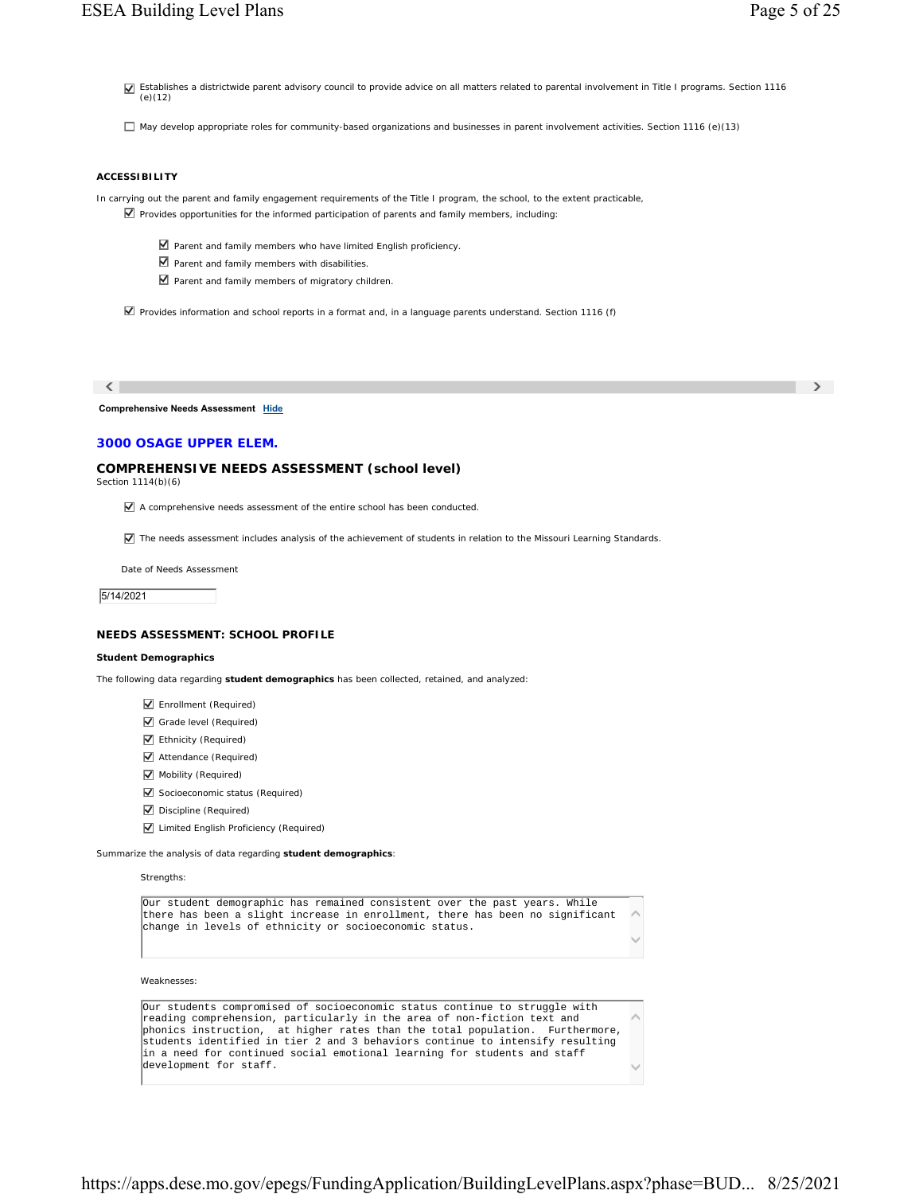- [x] Establishes a districtwide parent advisory council to provide advice on all matters related to parental involvement in Title I programs. Section 1116 (e)(12)

- [ ] May develop appropriate roles for community-based organizations and businesses in parent involvement activities. Section 1116 (e)(13)

**ACCESSIBILITY**

In carrying out the parent and family engagement requirements of the Title I program, the school, to the extent practicable,

- [x] Provides opportunities for the informed participation of parents and family members, including:
  - [x] Parent and family members who have limited English proficiency.
  - [x] Parent and family members with disabilities.
  - [x] Parent and family members of migratory children.

- [x] Provides information and school reports in a format and, in a language parents understand. Section 1116 (f)

**Comprehensive Needs Assessment** Hide

## 3000 OSAGE UPPER ELEM.

## COMPREHENSIVE NEEDS ASSESSMENT (school level)

Section 1114(b)(6)

- [x] A comprehensive needs assessment of the entire school has been conducted.

- [x] The needs assessment includes analysis of the achievement of students in relation to the Missouri Learning Standards.

Date of Needs Assessment

5/14/2021

### NEEDS ASSESSMENT: SCHOOL PROFILE

**Student Demographics**

The following data regarding **student demographics** has been collected, retained, and analyzed:

- [x] Enrollment (Required)
- [x] Grade level (Required)
- [x] Ethnicity (Required)
- [x] Attendance (Required)
- [x] Mobility (Required)
- [x] Socioeconomic status (Required)
- [x] Discipline (Required)
- [x] Limited English Proficiency (Required)

Summarize the analysis of data regarding **student demographics**:

Strengths:

Our student demographic has remained consistent over the past years. While there has been a slight increase in enrollment, there has been no significant change in levels of ethnicity or socioeconomic status.

Weaknesses:

Our students compromised of socioeconomic status continue to struggle with reading comprehension, particularly in the area of non-fiction text and phonics instruction, at higher rates than the total population. Furthermore, students identified in tier 2 and 3 behaviors continue to intensify resulting in a need for continued social emotional learning for students and staff development for staff.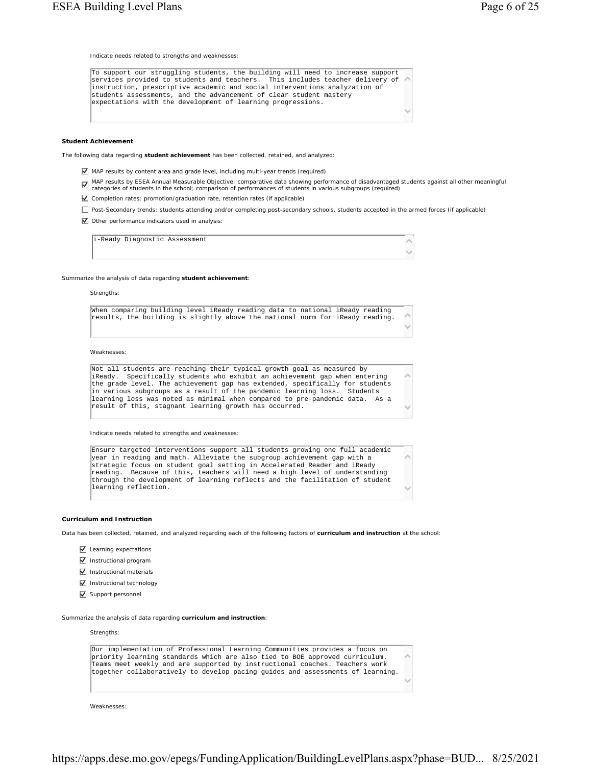Indicate needs related to strengths and weaknesses:

To support our struggling students, the building will need to increase support services provided to students and teachers. This includes teacher delivery of instruction, prescriptive academic and social interventions analyzation of students assessments, and the advancement of clear student mastery expectations with the development of learning progressions.

### Student Achievement

The following data regarding **student achievement** has been collected, retained, and analyzed:

- [x] MAP results by content area and grade level, including multi-year trends (required)
- [x] MAP results by ESEA Annual Measurable Objective: comparative data showing performance of disadvantaged students against all other meaningful categories of students in the school; comparison of performances of students in various subgroups (required)
- [x] Completion rates: promotion/graduation rate, retention rates (if applicable)
- [ ] Post-Secondary trends: students attending and/or completing post-secondary schools, students accepted in the armed forces (if applicable)
- [x] Other performance indicators used in analysis:

i-Ready Diagnostic Assessment

Summarize the analysis of data regarding **student achievement**:

Strengths:

When comparing building level iReady reading data to national iReady reading results, the building is slightly above the national norm for iReady reading.

Weaknesses:

Not all students are reaching their typical growth goal as measured by iReady. Specifically students who exhibit an achievement gap when entering the grade level. The achievement gap has extended, specifically for students in various subgroups as a result of the pandemic learning loss. Students learning loss was noted as minimal when compared to pre-pandemic data. As a result of this, stagnant learning growth has occurred.

Indicate needs related to strengths and weaknesses:

Ensure targeted interventions support all students growing one full academic year in reading and math. Alleviate the subgroup achievement gap with a strategic focus on student goal setting in Accelerated Reader and iReady reading. Because of this, teachers will need a high level of understanding through the development of learning reflects and the facilitation of student learning reflection.

### Curriculum and Instruction

Data has been collected, retained, and analyzed regarding each of the following factors of **curriculum and instruction** at the school:

- [x] Learning expectations
- [x] Instructional program
- [x] Instructional materials
- [x] Instructional technology
- [x] Support personnel

Summarize the analysis of data regarding **curriculum and instruction**:

Strengths:

Our implementation of Professional Learning Communities provides a focus on priority learning standards which are also tied to BOE approved curriculum. Teams meet weekly and are supported by instructional coaches. Teachers work together collaboratively to develop pacing guides and assessments of learning.

Weaknesses: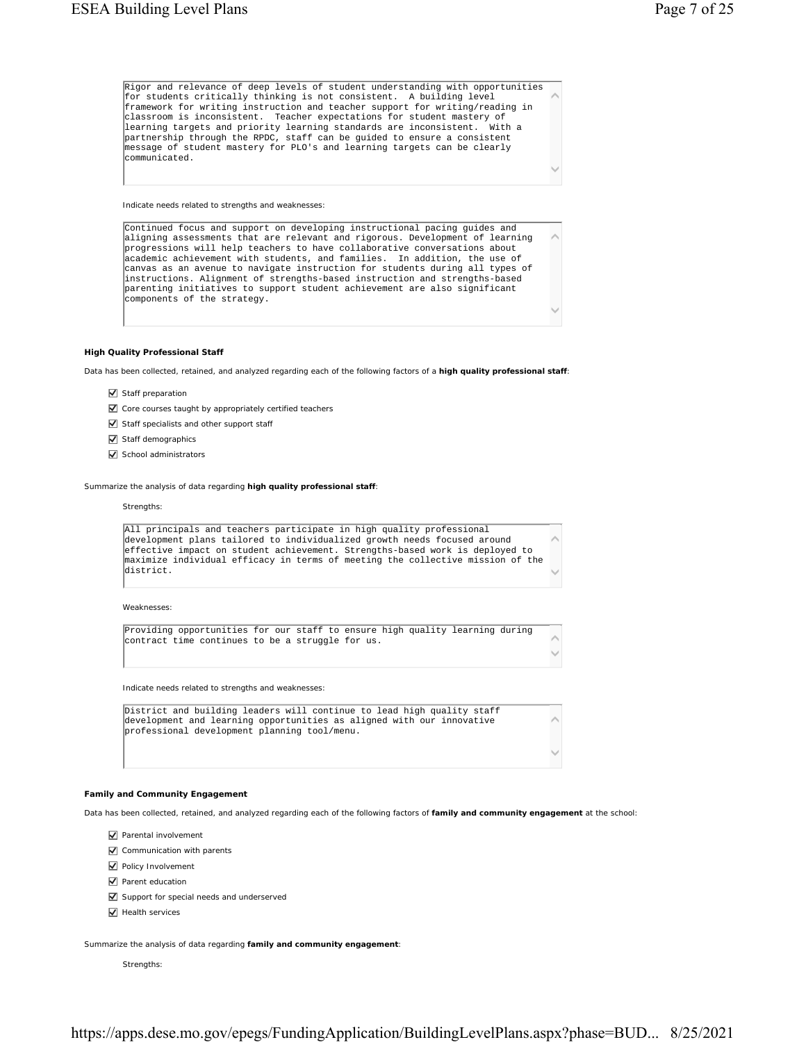Rigor and relevance of deep levels of student understanding with opportunities for students critically thinking is not consistent. A building level framework for writing instruction and teacher support for writing/reading in classroom is inconsistent. Teacher expectations for student mastery of learning targets and priority learning standards are inconsistent. With a partnership through the RPDC, staff can be guided to ensure a consistent message of student mastery for PLO's and learning targets can be clearly communicated.

Indicate needs related to strengths and weaknesses:

Continued focus and support on developing instructional pacing guides and aligning assessments that are relevant and rigorous. Development of learning progressions will help teachers to have collaborative conversations about academic achievement with students, and families. In addition, the use of canvas as an avenue to navigate instruction for students during all types of instructions. Alignment of strengths-based instruction and strengths-based parenting initiatives to support student achievement are also significant components of the strategy.

**High Quality Professional Staff**

Data has been collected, retained, and analyzed regarding each of the following factors of a **high quality professional staff**:

- ☑ Staff preparation
- ☑ Core courses taught by appropriately certified teachers
- ☑ Staff specialists and other support staff
- ☑ Staff demographics
- ☑ School administrators

Summarize the analysis of data regarding **high quality professional staff**:

Strengths:

All principals and teachers participate in high quality professional development plans tailored to individualized growth needs focused around effective impact on student achievement. Strengths-based work is deployed to maximize individual efficacy in terms of meeting the collective mission of the district.

Weaknesses:

Providing opportunities for our staff to ensure high quality learning during contract time continues to be a struggle for us.

Indicate needs related to strengths and weaknesses:

District and building leaders will continue to lead high quality staff development and learning opportunities as aligned with our innovative professional development planning tool/menu.

**Family and Community Engagement**

Data has been collected, retained, and analyzed regarding each of the following factors of **family and community engagement** at the school:

- ☑ Parental involvement
- ☑ Communication with parents
- ☑ Policy Involvement
- ☑ Parent education
- ☑ Support for special needs and underserved
- ☑ Health services

Summarize the analysis of data regarding **family and community engagement**:

Strengths: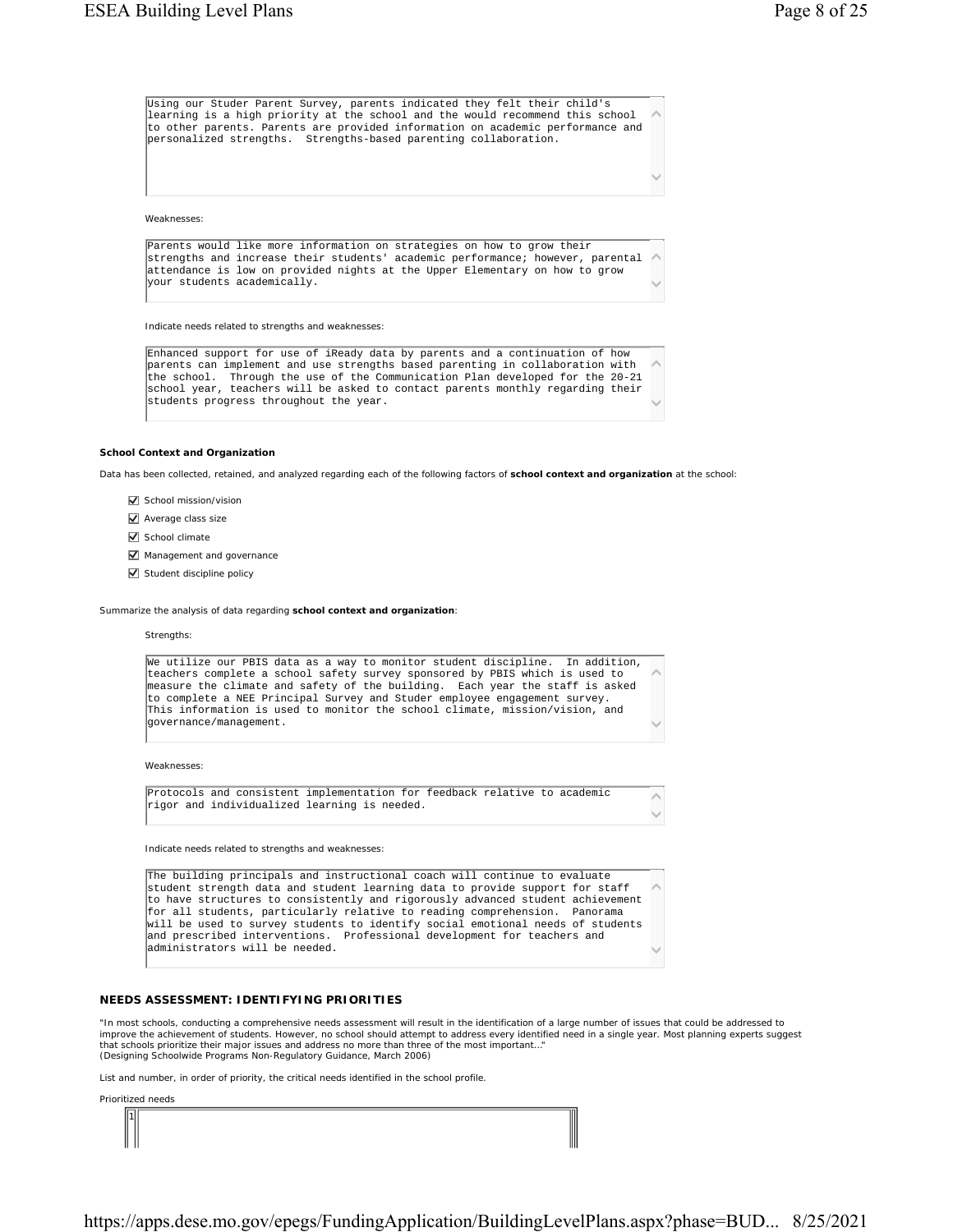Using our Studer Parent Survey, parents indicated they felt their child's learning is a high priority at the school and the would recommend this school to other parents. Parents are provided information on academic performance and personalized strengths. Strengths-based parenting collaboration.

Weaknesses:

Parents would like more information on strategies on how to grow their strengths and increase their students' academic performance; however, parental attendance is low on provided nights at the Upper Elementary on how to grow your students academically.

Indicate needs related to strengths and weaknesses:

Enhanced support for use of iReady data by parents and a continuation of how parents can implement and use strengths based parenting in collaboration with the school. Through the use of the Communication Plan developed for the 20-21 school year, teachers will be asked to contact parents monthly regarding their students progress throughout the year.

**School Context and Organization**

Data has been collected, retained, and analyzed regarding each of the following factors of **school context and organization** at the school:

- ☑ School mission/vision
- ☑ Average class size
- ☑ School climate
- ☑ Management and governance
- ☑ Student discipline policy

Summarize the analysis of data regarding **school context and organization**:

Strengths:

We utilize our PBIS data as a way to monitor student discipline. In addition, teachers complete a school safety survey sponsored by PBIS which is used to measure the climate and safety of the building. Each year the staff is asked to complete a NEE Principal Survey and Studer employee engagement survey. This information is used to monitor the school climate, mission/vision, and governance/management.

Weaknesses:

Protocols and consistent implementation for feedback relative to academic rigor and individualized learning is needed.

Indicate needs related to strengths and weaknesses:

The building principals and instructional coach will continue to evaluate student strength data and student learning data to provide support for staff to have structures to consistently and rigorously advanced student achievement for all students, particularly relative to reading comprehension. Panorama will be used to survey students to identify social emotional needs of students and prescribed interventions. Professional development for teachers and administrators will be needed.

## NEEDS ASSESSMENT: IDENTIFYING PRIORITIES

"In most schools, conducting a comprehensive needs assessment will result in the identification of a large number of issues that could be addressed to improve the achievement of students. However, no school should attempt to address every identified need in a single year. Most planning experts suggest that schools prioritize their major issues and address no more than three of the most important..."
(Designing Schoolwide Programs Non-Regulatory Guidance, March 2006)

List and number, in order of priority, the critical needs identified in the school profile.

Prioritized needs

1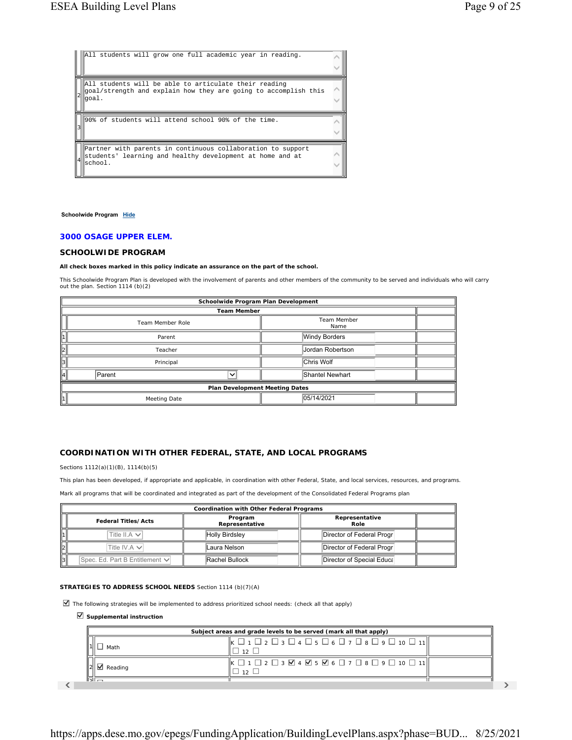| | |
|---|---|
| | All students will grow one full academic year in reading. |
| 2 | All students will be able to articulate their reading goal/strength and explain how they are going to accomplish this goal. |
| 3 | 90% of students will attend school 90% of the time. |
| 4 | Partner with parents in continuous collaboration to support students' learning and healthy development at home and at school. |

**Schoolwide Program** Hide

## 3000 OSAGE UPPER ELEM.

### SCHOOLWIDE PROGRAM

**All check boxes marked in this policy indicate an assurance on the part of the school.**

This Schoolwide Program Plan is developed with the involvement of parents and other members of the community to be served and individuals who will carry out the plan. Section 1114 (b)(2)

| Schoolwide Program Plan Development | | | |
|---|---|---|---|
| **Team Member** | | | |
| | Team Member Role | Team Member Name | |
| 1 | Parent | Windy Borders | |
| 2 | Teacher | Jordan Robertson | |
| 3 | Principal | Chris Wolf | |
| 4 | Parent | Shantel Newhart | |
| **Plan Development Meeting Dates** | | | |
| 1 | Meeting Date | 05/14/2021 | |

### COORDINATION WITH OTHER FEDERAL, STATE, AND LOCAL PROGRAMS

Sections 1112(a)(1)(B), 1114(b)(5)

This plan has been developed, if appropriate and applicable, in coordination with other Federal, State, and local services, resources, and programs.

Mark all programs that will be coordinated and integrated as part of the development of the Consolidated Federal Programs plan

| Coordination with Other Federal Programs | | | | |
|---|---|---|---|---|
| | Federal Titles/Acts | Program Representative | Representative Role | |
| 1 | Title II.A | Holly Birdsley | Director of Federal Progr | |
| 2 | Title IV.A | Laura Nelson | Director of Federal Progr | |
| 3 | Spec. Ed. Part B Entitlement | Rachel Bullock | Director of Special Educa | |

**STRATEGIES TO ADDRESS SCHOOL NEEDS** Section 1114 (b)(7)(A)

☑ The following strategies will be implemented to address prioritized school needs: (check all that apply)

☑ **Supplemental instruction**

| Subject areas and grade levels to be served (mark all that apply) | | | |
|---|---|---|---|
| 1 | ☐ Math | K ☐ 1 ☐ 2 ☐ 3 ☐ 4 ☐ 5 ☐ 6 ☐ 7 ☐ 8 ☐ 9 ☐ 10 ☐ 11 ☐ 12 ☐ | |
| 2 | ☑ Reading | K ☐ 1 ☐ 2 ☐ 3 ☑ 4 ☑ 5 ☑ 6 ☐ 7 ☐ 8 ☐ 9 ☐ 10 ☐ 11 ☐ 12 ☐ | |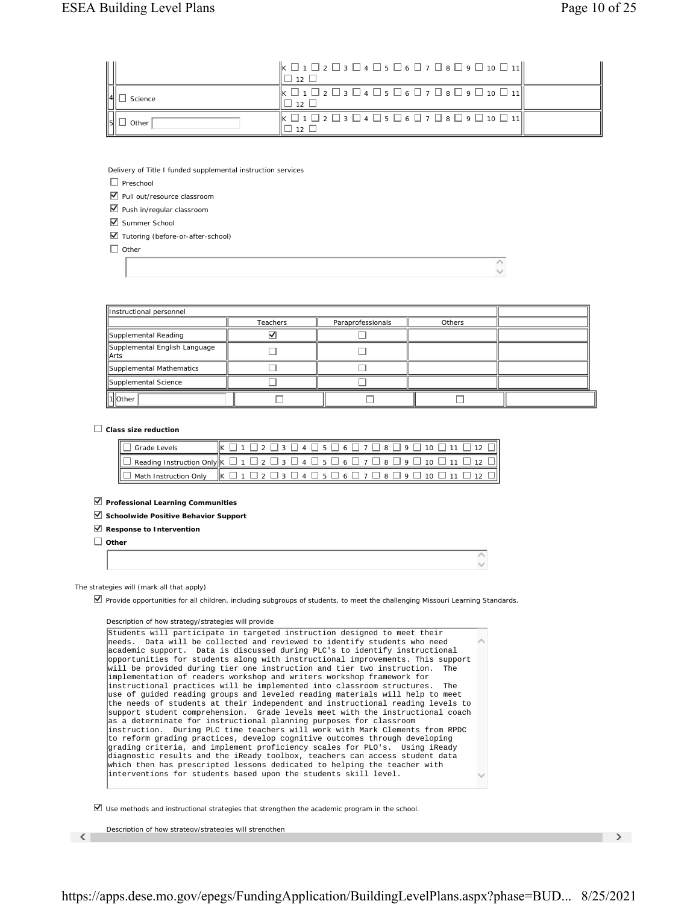| | | | |
|---|---|---|---|
| | | K ☐ 1 ☐ 2 ☐ 3 ☐ 4 ☐ 5 ☐ 6 ☐ 7 ☐ 8 ☐ 9 ☐ 10 ☐ 11 ☐ 12 ☐ | |
| 4 | ☐ Science | K ☐ 1 ☐ 2 ☐ 3 ☐ 4 ☐ 5 ☐ 6 ☐ 7 ☐ 8 ☐ 9 ☐ 10 ☐ 11 ☐ 12 ☐ | |
| 5 | ☐ Other | K ☐ 1 ☐ 2 ☐ 3 ☐ 4 ☐ 5 ☐ 6 ☐ 7 ☐ 8 ☐ 9 ☐ 10 ☐ 11 ☐ 12 ☐ | |

Delivery of Title I funded supplemental instruction services

- ☐ Preschool
- ☑ Pull out/resource classroom
- ☑ Push in/regular classroom
- ☑ Summer School
- ☑ Tutoring (before-or-after-school)
- ☐ Other

| Instructional personnel | | | | |
|---|---|---|---|---|
| | Teachers | Paraprofessionals | Others | |
| Supplemental Reading | ☑ | ☐ | | |
| Supplemental English Language Arts | ☐ | ☐ | | |
| Supplemental Mathematics | ☐ | ☐ | | |
| Supplemental Science | ☐ | ☐ | | |
| 1 Other | ☐ | ☐ | ☐ | |

☐ **Class size reduction**

| | |
|---|---|
| ☐ Grade Levels | K ☐ 1 ☐ 2 ☐ 3 ☐ 4 ☐ 5 ☐ 6 ☐ 7 ☐ 8 ☐ 9 ☐ 10 ☐ 11 ☐ 12 ☐ |
| ☐ Reading Instruction Only | K ☐ 1 ☐ 2 ☐ 3 ☐ 4 ☐ 5 ☐ 6 ☐ 7 ☐ 8 ☐ 9 ☐ 10 ☐ 11 ☐ 12 ☐ |
| ☐ Math Instruction Only | K ☐ 1 ☐ 2 ☐ 3 ☐ 4 ☐ 5 ☐ 6 ☐ 7 ☐ 8 ☐ 9 ☐ 10 ☐ 11 ☐ 12 ☐ |

☑ **Professional Learning Communities**

☑ **Schoolwide Positive Behavior Support**

☑ **Response to Intervention**

☐ **Other**

The strategies will (mark all that apply)

☑ Provide opportunities for all children, including subgroups of students, to meet the challenging Missouri Learning Standards.

Description of how strategy/strategies will provide

Students will participate in targeted instruction designed to meet their needs. Data will be collected and reviewed to identify students who need academic support. Data is discussed during PLC's to identify instructional opportunities for students along with instructional improvements. This support will be provided during tier one instruction and tier two instruction. The implementation of readers workshop and writers workshop framework for instructional practices will be implemented into classroom structures. The use of guided reading groups and leveled reading materials will help to meet the needs of students at their independent and instructional reading levels to support student comprehension. Grade levels meet with the instructional coach as a determinate for instructional planning purposes for classroom instruction. During PLC time teachers will work with Mark Clements from RPDC to reform grading practices, develop cognitive outcomes through developing grading criteria, and implement proficiency scales for PLO's. Using iReady diagnostic results and the iReady toolbox, teachers can access student data which then has prescripted lessons dedicated to helping the teacher with interventions for students based upon the students skill level.

☑ Use methods and instructional strategies that strengthen the academic program in the school.

Description of how strategy/strategies will strengthen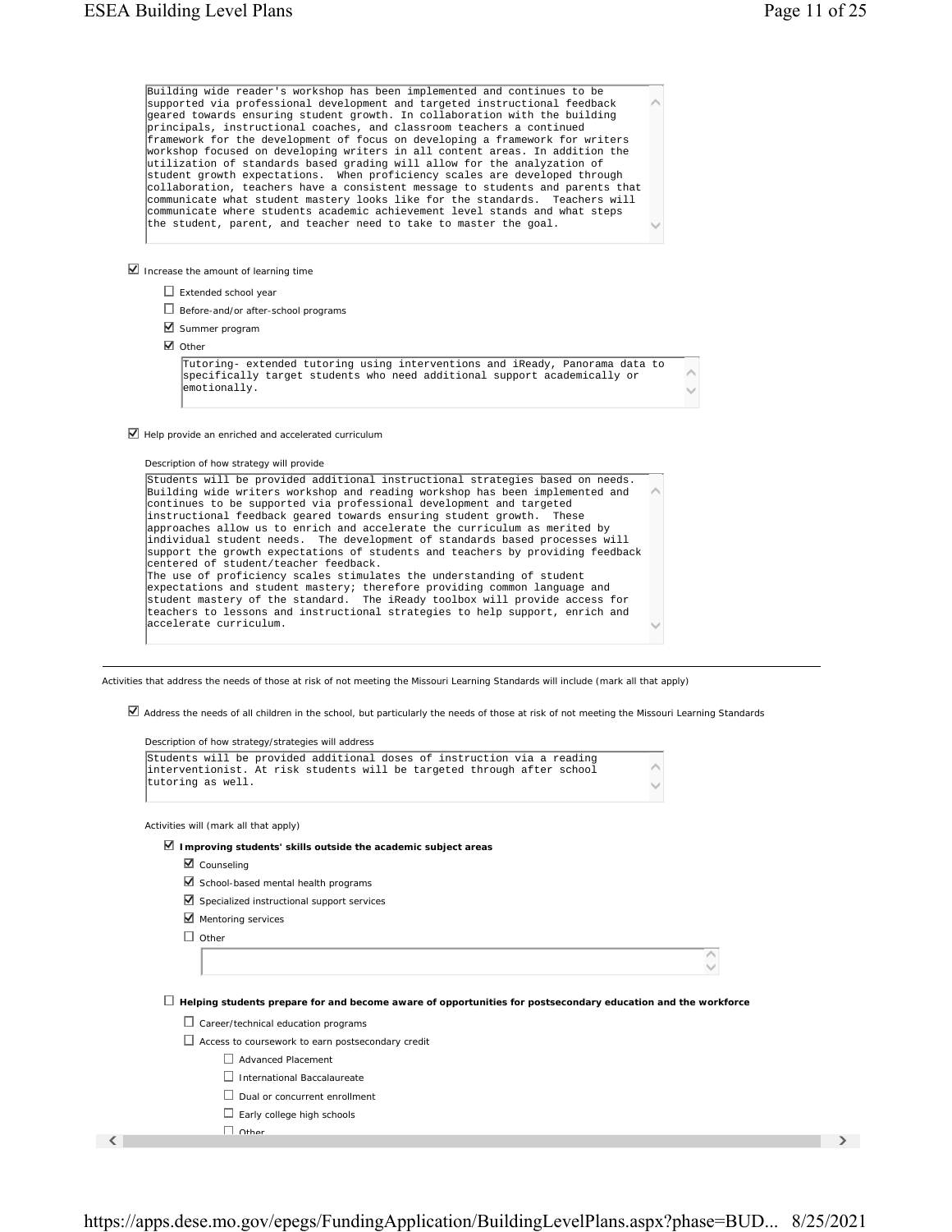Building wide reader's workshop has been implemented and continues to be supported via professional development and targeted instructional feedback geared towards ensuring student growth. In collaboration with the building principals, instructional coaches, and classroom teachers a continued framework for the development of focus on developing a framework for writers workshop focused on developing writers in all content areas. In addition the utilization of standards based grading will allow for the analyzation of student growth expectations. When proficiency scales are developed through collaboration, teachers have a consistent message to students and parents that communicate what student mastery looks like for the standards. Teachers will communicate where students academic achievement level stands and what steps the student, parent, and teacher need to take to master the goal.

☑ Increase the amount of learning time

- ☐ Extended school year
- ☐ Before-and/or after-school programs
- ☑ Summer program
- ☑ Other

Tutoring- extended tutoring using interventions and iReady, Panorama data to specifically target students who need additional support academically or emotionally.

☑ Help provide an enriched and accelerated curriculum

Description of how strategy will provide

Students will be provided additional instructional strategies based on needs. Building wide writers workshop and reading workshop has been implemented and continues to be supported via professional development and targeted instructional feedback geared towards ensuring student growth. These approaches allow us to enrich and accelerate the curriculum as merited by individual student needs. The development of standards based processes will support the growth expectations of students and teachers by providing feedback centered of student/teacher feedback.
The use of proficiency scales stimulates the understanding of student expectations and student mastery; therefore providing common language and student mastery of the standard. The iReady toolbox will provide access for teachers to lessons and instructional strategies to help support, enrich and accelerate curriculum.

---

Activities that address the needs of those at risk of not meeting the Missouri Learning Standards will include (mark all that apply)

☑ Address the needs of all children in the school, but particularly the needs of those at risk of not meeting the Missouri Learning Standards

Description of how strategy/strategies will address

Students will be provided additional doses of instruction via a reading interventionist. At risk students will be targeted through after school tutoring as well.

Activities will (mark all that apply)

☑ **Improving students' skills outside the academic subject areas**

- ☑ Counseling
- ☑ School-based mental health programs
- ☑ Specialized instructional support services
- ☑ Mentoring services
- ☐ Other

☐ **Helping students prepare for and become aware of opportunities for postsecondary education and the workforce**

- ☐ Career/technical education programs
- ☐ Access to coursework to earn postsecondary credit
  - ☐ Advanced Placement
  - ☐ International Baccalaureate
  - ☐ Dual or concurrent enrollment
  - ☐ Early college high schools
  - ☐ Other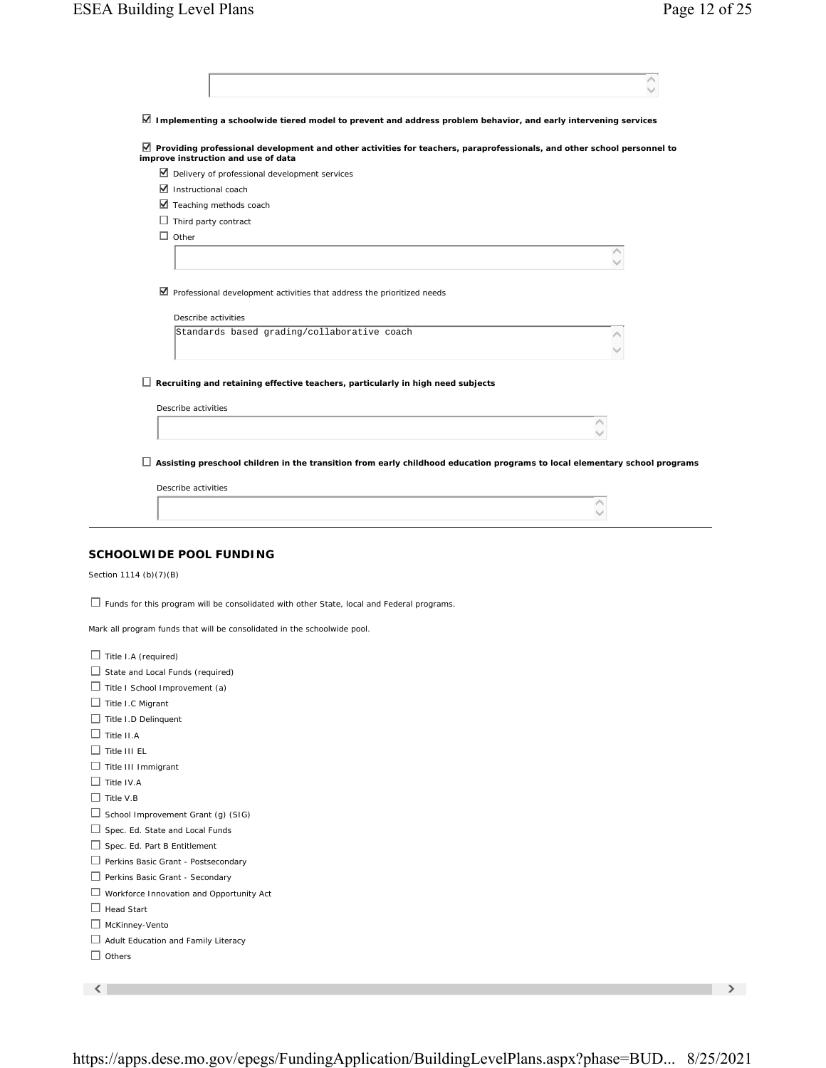☑ **Implementing a schoolwide tiered model to prevent and address problem behavior, and early intervening services**

☑ **Providing professional development and other activities for teachers, paraprofessionals, and other school personnel to improve instruction and use of data**

- ☑ Delivery of professional development services
- ☑ Instructional coach
- ☑ Teaching methods coach
- ☐ Third party contract
- ☐ Other

☑ Professional development activities that address the prioritized needs

Describe activities

Standards based grading/collaborative coach

☐ **Recruiting and retaining effective teachers, particularly in high need subjects**

Describe activities

☐ **Assisting preschool children in the transition from early childhood education programs to local elementary school programs**

Describe activities

---

## SCHOOLWIDE POOL FUNDING

Section 1114 (b)(7)(B)

☐ Funds for this program will be consolidated with other State, local and Federal programs.

Mark all program funds that will be consolidated in the schoolwide pool.

- ☐ Title I.A (required)
- ☐ State and Local Funds (required)
- ☐ Title I School Improvement (a)
- ☐ Title I.C Migrant
- ☐ Title I.D Delinquent
- ☐ Title II.A
- ☐ Title III EL
- ☐ Title III Immigrant
- ☐ Title IV.A
- ☐ Title V.B
- ☐ School Improvement Grant (g) (SIG)
- ☐ Spec. Ed. State and Local Funds
- ☐ Spec. Ed. Part B Entitlement
- ☐ Perkins Basic Grant - Postsecondary
- ☐ Perkins Basic Grant - Secondary
- ☐ Workforce Innovation and Opportunity Act
- ☐ Head Start
- ☐ McKinney-Vento
- ☐ Adult Education and Family Literacy
- ☐ Others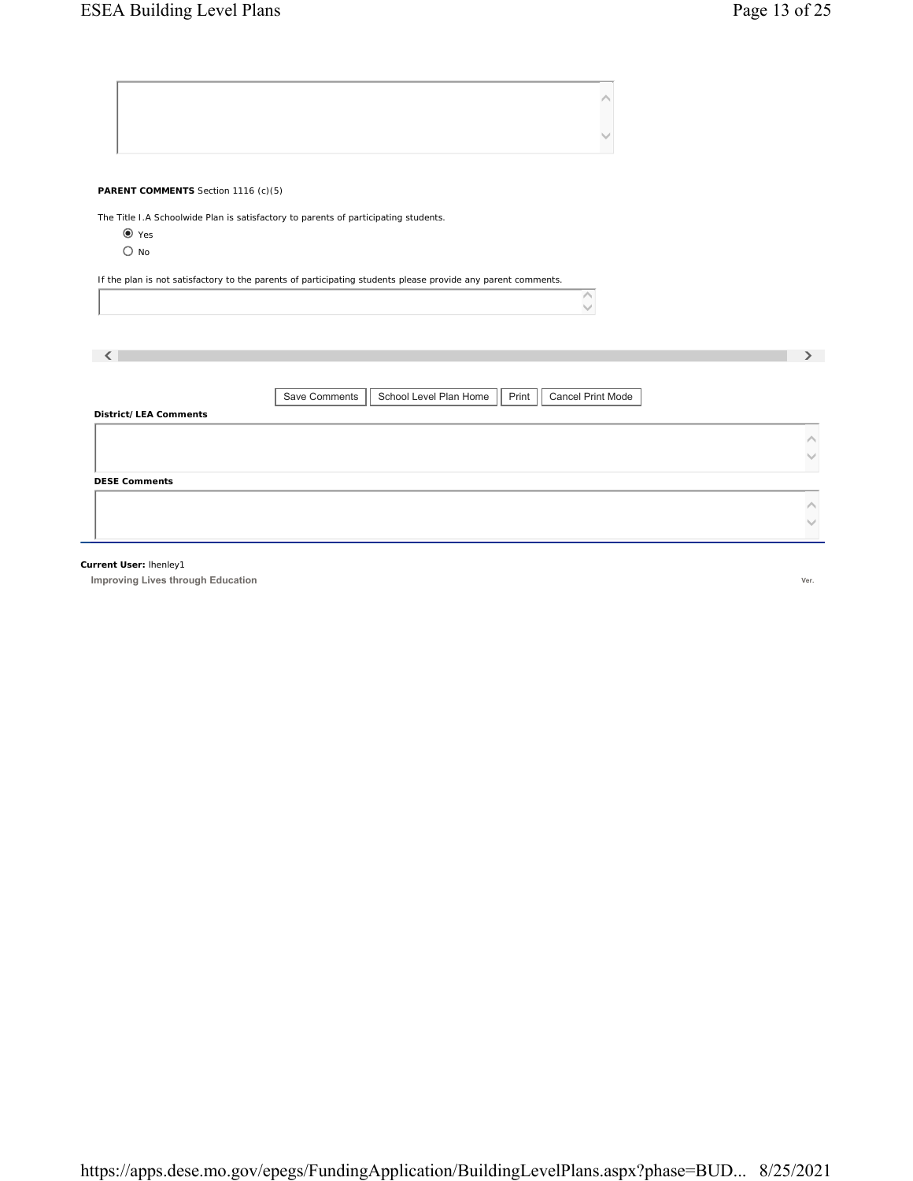**PARENT COMMENTS** Section 1116 (c)(5)

The Title I.A Schoolwide Plan is satisfactory to parents of participating students.

- (●) Yes
- ( ) No

If the plan is not satisfactory to the parents of participating students please provide any parent comments.

Save Comments | School Level Plan Home | Print | Cancel Print Mode

**District/ LEA Comments**

**DESE Comments**

**Current User:** lhenley1

**Improving Lives through Education**

Ver.